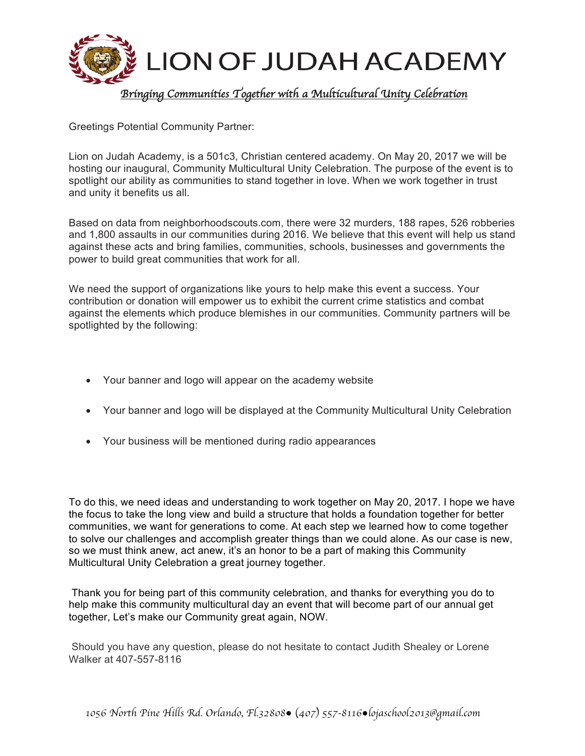# LION OF JUDAH ACADEMY

*Bringing Communities Together with a Multicultural Unity Celebration*

Greetings Potential Community Partner:

Lion on Judah Academy, is a 501c3, Christian centered academy. On May 20, 2017 we will be hosting our inaugural, Community Multicultural Unity Celebration. The purpose of the event is to spotlight our ability as communities to stand together in love. When we work together in trust and unity it benefits us all.

Based on data from neighborhoodscouts.com, there were 32 murders, 188 rapes, 526 robberies and 1,800 assaults in our communities during 2016. We believe that this event will help us stand against these acts and bring families, communities, schools, businesses and governments the power to build great communities that work for all.

We need the support of organizations like yours to help make this event a success. Your contribution or donation will empower us to exhibit the current crime statistics and combat against the elements which produce blemishes in our communities. Community partners will be spotlighted by the following:

- Your banner and logo will appear on the academy website
- Your banner and logo will be displayed at the Community Multicultural Unity Celebration
- Your business will be mentioned during radio appearances

To do this, we need ideas and understanding to work together on May 20, 2017. I hope we have the focus to take the long view and build a structure that holds a foundation together for better communities, we want for generations to come. At each step we learned how to come together to solve our challenges and accomplish greater things than we could alone. As our case is new, so we must think anew, act anew, it's an honor to be a part of making this Community Multicultural Unity Celebration a great journey together.

Thank you for being part of this community celebration, and thanks for everything you do to help make this community multicultural day an event that will become part of our annual get together, Let's make our Community great again, NOW.

Should you have any question, please do not hesitate to contact Judith Shealey or Lorene Walker at 407-557-8116

*1056 North Pine Hills Rd. Orlando, Fl.32808● (407) 557-8116●lojaschool2013@gmail.com*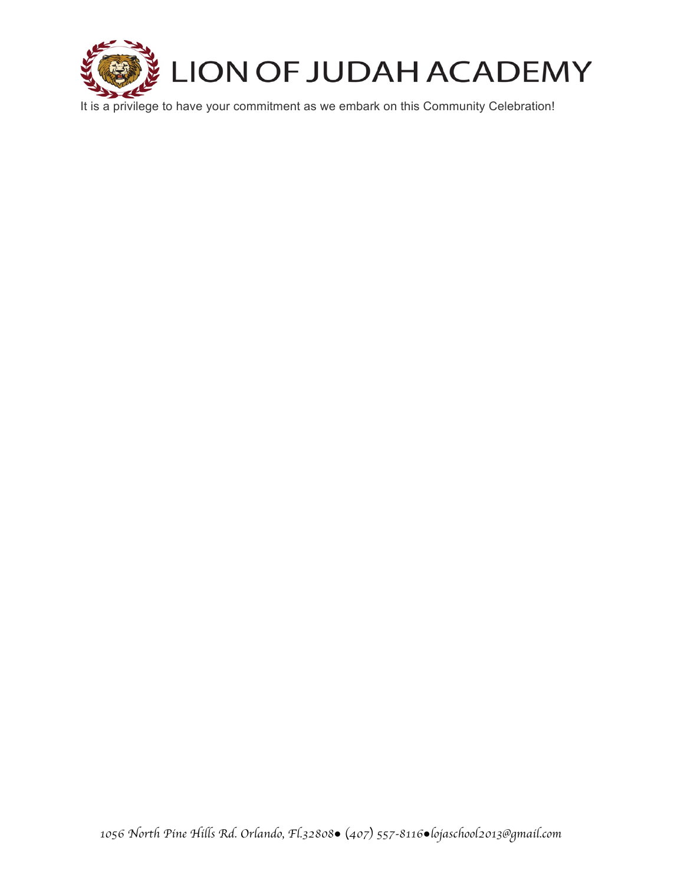# LION OF JUDAH ACADEMY

It is a privilege to have your commitment as we embark on this Community Celebration!

*1056 North Pine Hills Rd. Orlando, Fl.32808● (407) 557-8116●lojaschool2013@gmail.com*